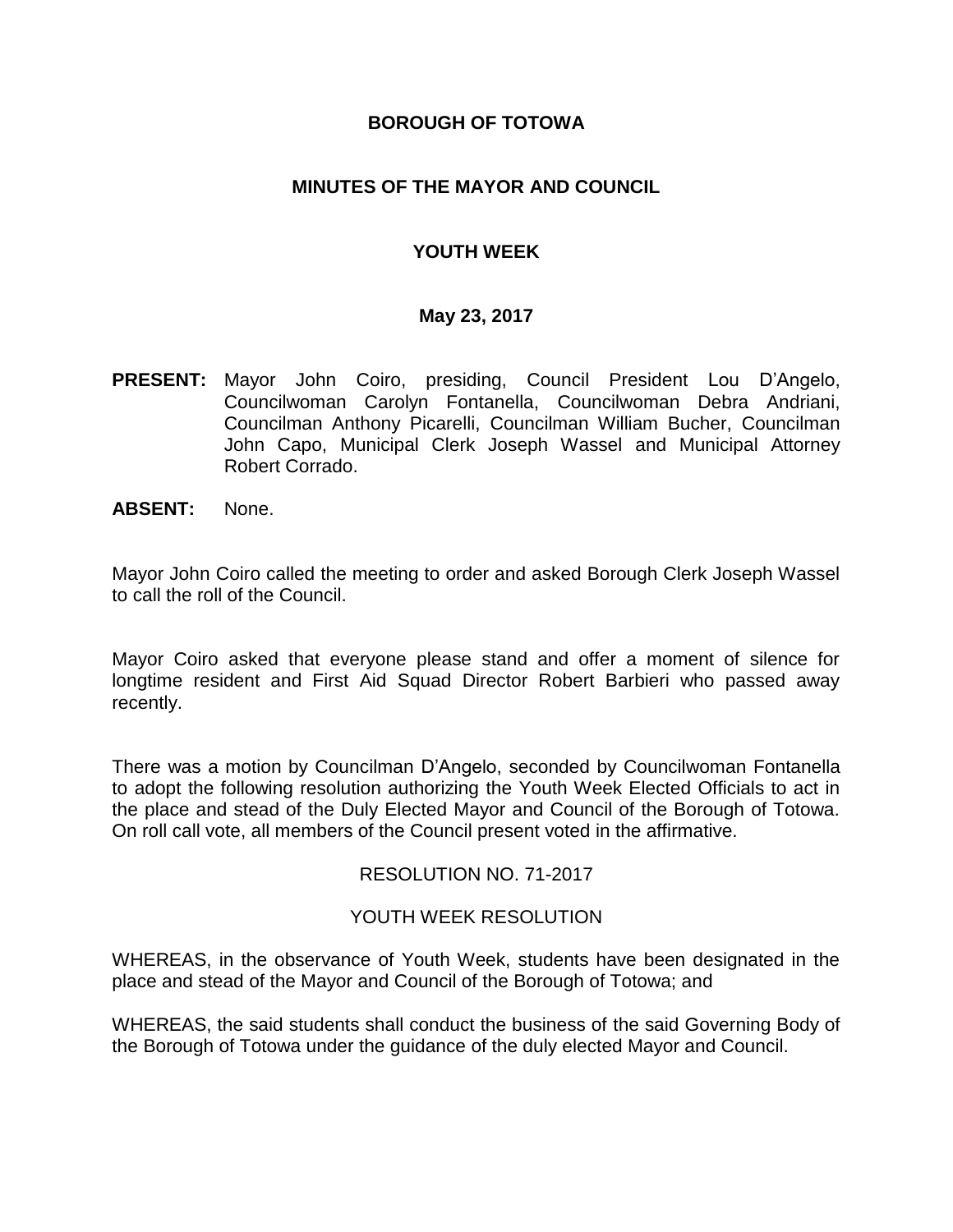**BOROUGH OF TOTOWA**

**MINUTES OF THE MAYOR AND COUNCIL**

**YOUTH WEEK**

**May 23, 2017**

**PRESENT:** Mayor John Coiro, presiding, Council President Lou D'Angelo, Councilwoman Carolyn Fontanella, Councilwoman Debra Andriani, Councilman Anthony Picarelli, Councilman William Bucher, Councilman John Capo, Municipal Clerk Joseph Wassel and Municipal Attorney Robert Corrado.

**ABSENT:** None.

Mayor John Coiro called the meeting to order and asked Borough Clerk Joseph Wassel to call the roll of the Council.

Mayor Coiro asked that everyone please stand and offer a moment of silence for longtime resident and First Aid Squad Director Robert Barbieri who passed away recently.

There was a motion by Councilman D'Angelo, seconded by Councilwoman Fontanella to adopt the following resolution authorizing the Youth Week Elected Officials to act in the place and stead of the Duly Elected Mayor and Council of the Borough of Totowa. On roll call vote, all members of the Council present voted in the affirmative.

RESOLUTION NO. 71-2017

YOUTH WEEK RESOLUTION

WHEREAS, in the observance of Youth Week, students have been designated in the place and stead of the Mayor and Council of the Borough of Totowa; and

WHEREAS, the said students shall conduct the business of the said Governing Body of the Borough of Totowa under the guidance of the duly elected Mayor and Council.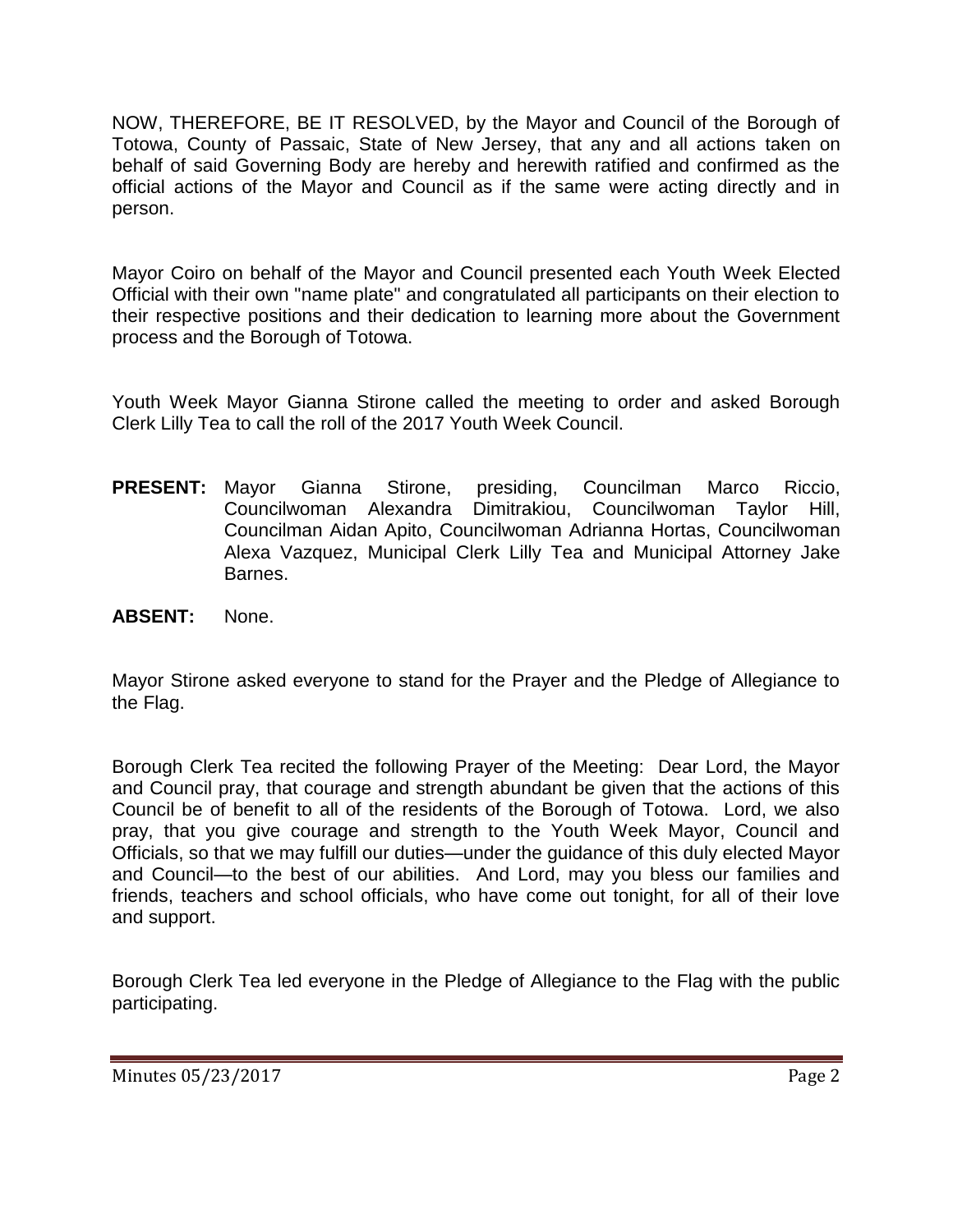NOW, THEREFORE, BE IT RESOLVED, by the Mayor and Council of the Borough of Totowa, County of Passaic, State of New Jersey, that any and all actions taken on behalf of said Governing Body are hereby and herewith ratified and confirmed as the official actions of the Mayor and Council as if the same were acting directly and in person.

Mayor Coiro on behalf of the Mayor and Council presented each Youth Week Elected Official with their own "name plate" and congratulated all participants on their election to their respective positions and their dedication to learning more about the Government process and the Borough of Totowa.

Youth Week Mayor Gianna Stirone called the meeting to order and asked Borough Clerk Lilly Tea to call the roll of the 2017 Youth Week Council.

**PRESENT:** Mayor Gianna Stirone, presiding, Councilman Marco Riccio, Councilwoman Alexandra Dimitrakiou, Councilwoman Taylor Hill, Councilman Aidan Apito, Councilwoman Adrianna Hortas, Councilwoman Alexa Vazquez, Municipal Clerk Lilly Tea and Municipal Attorney Jake Barnes.

**ABSENT:** None.

Mayor Stirone asked everyone to stand for the Prayer and the Pledge of Allegiance to the Flag.

Borough Clerk Tea recited the following Prayer of the Meeting: Dear Lord, the Mayor and Council pray, that courage and strength abundant be given that the actions of this Council be of benefit to all of the residents of the Borough of Totowa. Lord, we also pray, that you give courage and strength to the Youth Week Mayor, Council and Officials, so that we may fulfill our duties—under the guidance of this duly elected Mayor and Council—to the best of our abilities. And Lord, may you bless our families and friends, teachers and school officials, who have come out tonight, for all of their love and support.

Borough Clerk Tea led everyone in the Pledge of Allegiance to the Flag with the public participating.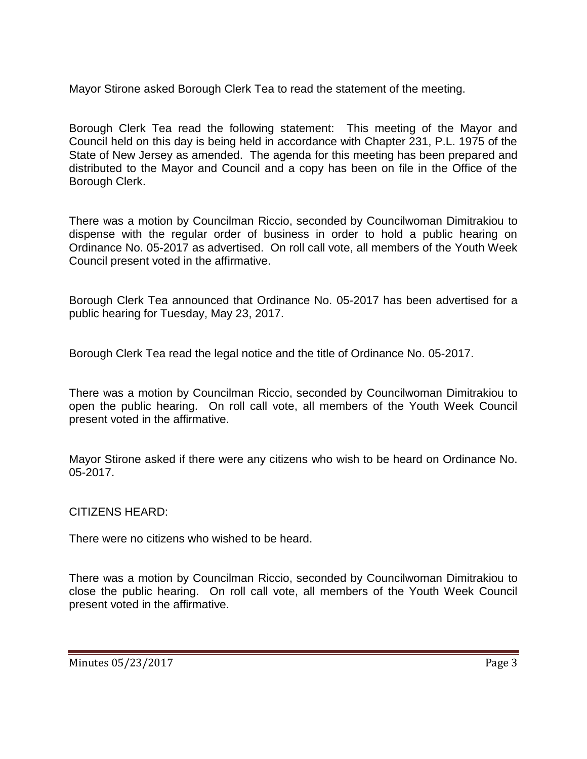Mayor Stirone asked Borough Clerk Tea to read the statement of the meeting.

Borough Clerk Tea read the following statement: This meeting of the Mayor and Council held on this day is being held in accordance with Chapter 231, P.L. 1975 of the State of New Jersey as amended. The agenda for this meeting has been prepared and distributed to the Mayor and Council and a copy has been on file in the Office of the Borough Clerk.

There was a motion by Councilman Riccio, seconded by Councilwoman Dimitrakiou to dispense with the regular order of business in order to hold a public hearing on Ordinance No. 05-2017 as advertised. On roll call vote, all members of the Youth Week Council present voted in the affirmative.

Borough Clerk Tea announced that Ordinance No. 05-2017 has been advertised for a public hearing for Tuesday, May 23, 2017.

Borough Clerk Tea read the legal notice and the title of Ordinance No. 05-2017.

There was a motion by Councilman Riccio, seconded by Councilwoman Dimitrakiou to open the public hearing. On roll call vote, all members of the Youth Week Council present voted in the affirmative.

Mayor Stirone asked if there were any citizens who wish to be heard on Ordinance No. 05-2017.

CITIZENS HEARD:

There were no citizens who wished to be heard.

There was a motion by Councilman Riccio, seconded by Councilwoman Dimitrakiou to close the public hearing. On roll call vote, all members of the Youth Week Council present voted in the affirmative.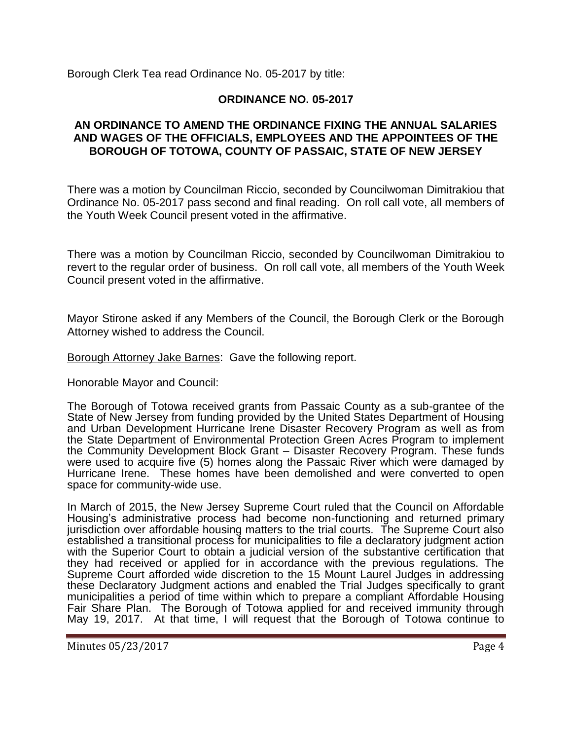Borough Clerk Tea read Ordinance No. 05-2017 by title:

**ORDINANCE NO. 05-2017**

**AN ORDINANCE TO AMEND THE ORDINANCE FIXING THE ANNUAL SALARIES AND WAGES OF THE OFFICIALS, EMPLOYEES AND THE APPOINTEES OF THE BOROUGH OF TOTOWA, COUNTY OF PASSAIC, STATE OF NEW JERSEY**

There was a motion by Councilman Riccio, seconded by Councilwoman Dimitrakiou that Ordinance No. 05-2017 pass second and final reading. On roll call vote, all members of the Youth Week Council present voted in the affirmative.

There was a motion by Councilman Riccio, seconded by Councilwoman Dimitrakiou to revert to the regular order of business. On roll call vote, all members of the Youth Week Council present voted in the affirmative.

Mayor Stirone asked if any Members of the Council, the Borough Clerk or the Borough Attorney wished to address the Council.

<u>Borough Attorney Jake Barnes</u>: Gave the following report.

Honorable Mayor and Council:

The Borough of Totowa received grants from Passaic County as a sub-grantee of the State of New Jersey from funding provided by the United States Department of Housing and Urban Development Hurricane Irene Disaster Recovery Program as well as from the State Department of Environmental Protection Green Acres Program to implement the Community Development Block Grant – Disaster Recovery Program. These funds were used to acquire five (5) homes along the Passaic River which were damaged by Hurricane Irene. These homes have been demolished and were converted to open space for community-wide use.

In March of 2015, the New Jersey Supreme Court ruled that the Council on Affordable Housing's administrative process had become non-functioning and returned primary jurisdiction over affordable housing matters to the trial courts. The Supreme Court also established a transitional process for municipalities to file a declaratory judgment action with the Superior Court to obtain a judicial version of the substantive certification that they had received or applied for in accordance with the previous regulations. The Supreme Court afforded wide discretion to the 15 Mount Laurel Judges in addressing these Declaratory Judgment actions and enabled the Trial Judges specifically to grant municipalities a period of time within which to prepare a compliant Affordable Housing Fair Share Plan. The Borough of Totowa applied for and received immunity through May 19, 2017. At that time, I will request that the Borough of Totowa continue to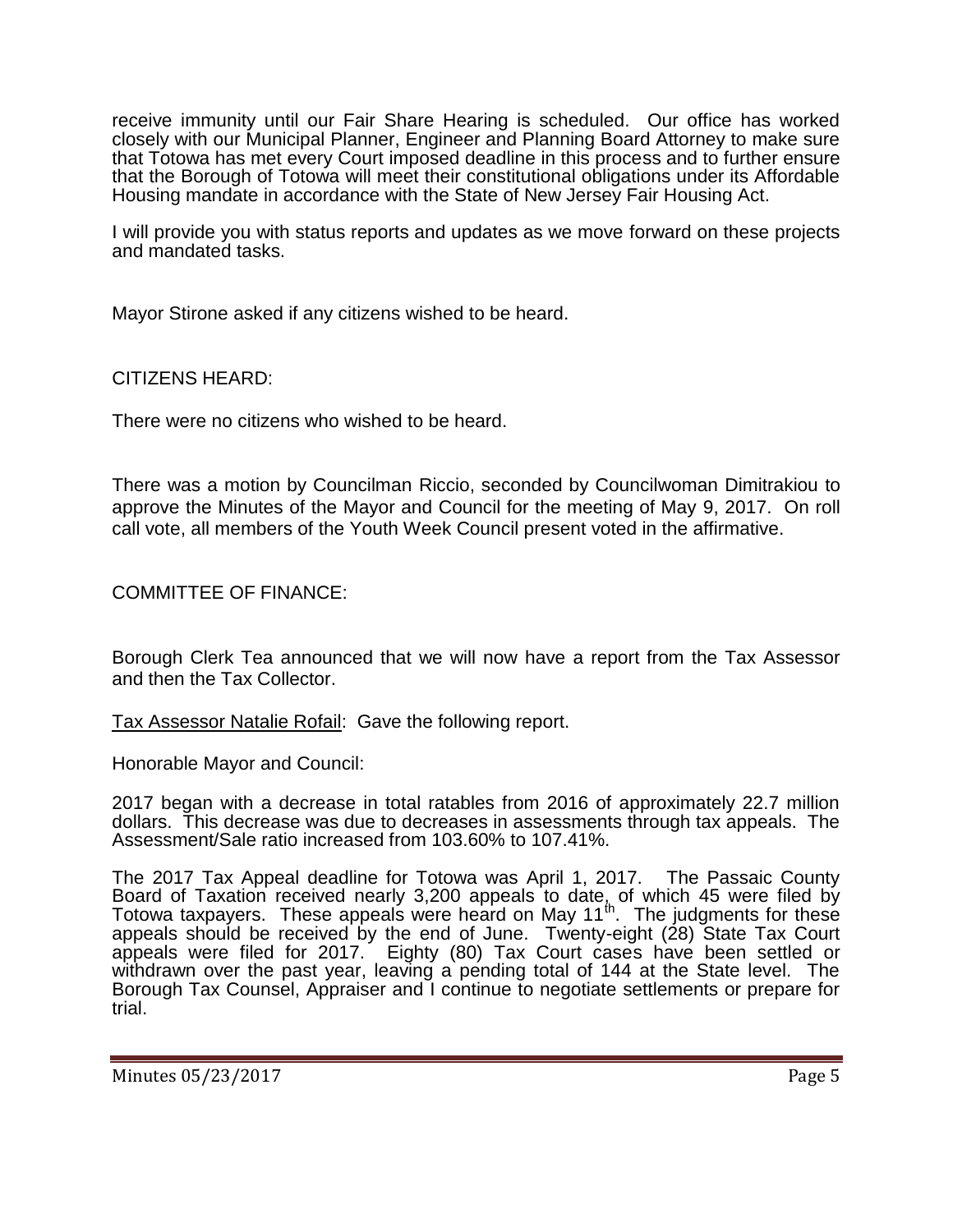receive immunity until our Fair Share Hearing is scheduled. Our office has worked closely with our Municipal Planner, Engineer and Planning Board Attorney to make sure that Totowa has met every Court imposed deadline in this process and to further ensure that the Borough of Totowa will meet their constitutional obligations under its Affordable Housing mandate in accordance with the State of New Jersey Fair Housing Act.

I will provide you with status reports and updates as we move forward on these projects and mandated tasks.

Mayor Stirone asked if any citizens wished to be heard.

CITIZENS HEARD:

There were no citizens who wished to be heard.

There was a motion by Councilman Riccio, seconded by Councilwoman Dimitrakiou to approve the Minutes of the Mayor and Council for the meeting of May 9, 2017. On roll call vote, all members of the Youth Week Council present voted in the affirmative.

COMMITTEE OF FINANCE:

Borough Clerk Tea announced that we will now have a report from the Tax Assessor and then the Tax Collector.

Tax Assessor Natalie Rofail: Gave the following report.

Honorable Mayor and Council:

2017 began with a decrease in total ratables from 2016 of approximately 22.7 million dollars. This decrease was due to decreases in assessments through tax appeals. The Assessment/Sale ratio increased from 103.60% to 107.41%.

The 2017 Tax Appeal deadline for Totowa was April 1, 2017. The Passaic County Board of Taxation received nearly 3,200 appeals to date, of which 45 were filed by Totowa taxpayers. These appeals were heard on May 11th. The judgments for these appeals should be received by the end of June. Twenty-eight (28) State Tax Court appeals were filed for 2017. Eighty (80) Tax Court cases have been settled or withdrawn over the past year, leaving a pending total of 144 at the State level. The Borough Tax Counsel, Appraiser and I continue to negotiate settlements or prepare for trial.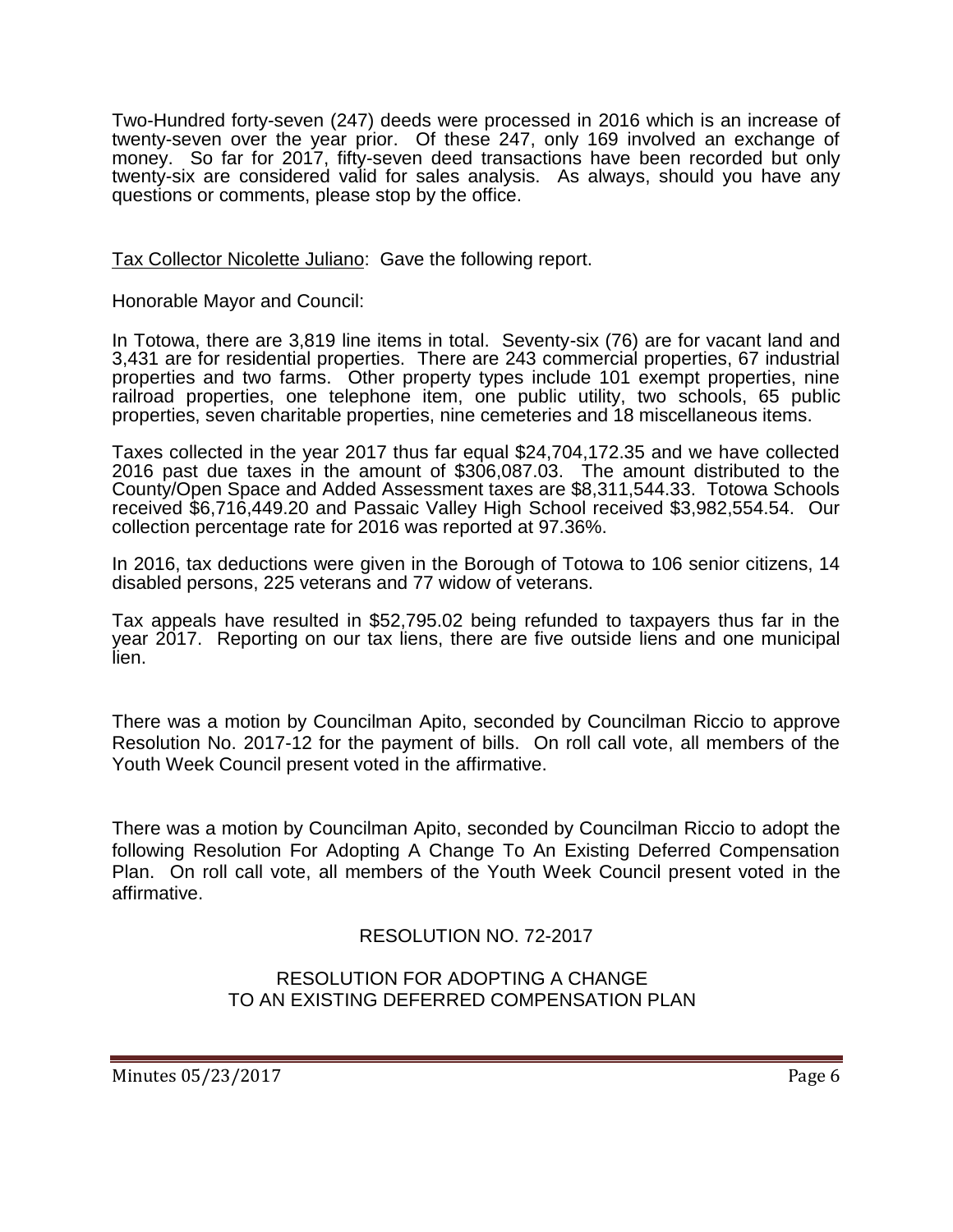Two-Hundred forty-seven (247) deeds were processed in 2016 which is an increase of twenty-seven over the year prior. Of these 247, only 169 involved an exchange of money. So far for 2017, fifty-seven deed transactions have been recorded but only twenty-six are considered valid for sales analysis. As always, should you have any questions or comments, please stop by the office.

Tax Collector Nicolette Juliano: Gave the following report.

Honorable Mayor and Council:

In Totowa, there are 3,819 line items in total. Seventy-six (76) are for vacant land and 3,431 are for residential properties. There are 243 commercial properties, 67 industrial properties and two farms. Other property types include 101 exempt properties, nine railroad properties, one telephone item, one public utility, two schools, 65 public properties, seven charitable properties, nine cemeteries and 18 miscellaneous items.

Taxes collected in the year 2017 thus far equal $24,704,172.35 and we have collected 2016 past due taxes in the amount of $306,087.03. The amount distributed to the County/Open Space and Added Assessment taxes are $8,311,544.33. Totowa Schools received $6,716,449.20 and Passaic Valley High School received $3,982,554.54. Our collection percentage rate for 2016 was reported at 97.36%.

In 2016, tax deductions were given in the Borough of Totowa to 106 senior citizens, 14 disabled persons, 225 veterans and 77 widow of veterans.

Tax appeals have resulted in $52,795.02 being refunded to taxpayers thus far in the year 2017. Reporting on our tax liens, there are five outside liens and one municipal lien.

There was a motion by Councilman Apito, seconded by Councilman Riccio to approve Resolution No. 2017-12 for the payment of bills. On roll call vote, all members of the Youth Week Council present voted in the affirmative.

There was a motion by Councilman Apito, seconded by Councilman Riccio to adopt the following Resolution For Adopting A Change To An Existing Deferred Compensation Plan. On roll call vote, all members of the Youth Week Council present voted in the affirmative.

RESOLUTION NO. 72-2017

RESOLUTION FOR ADOPTING A CHANGE TO AN EXISTING DEFERRED COMPENSATION PLAN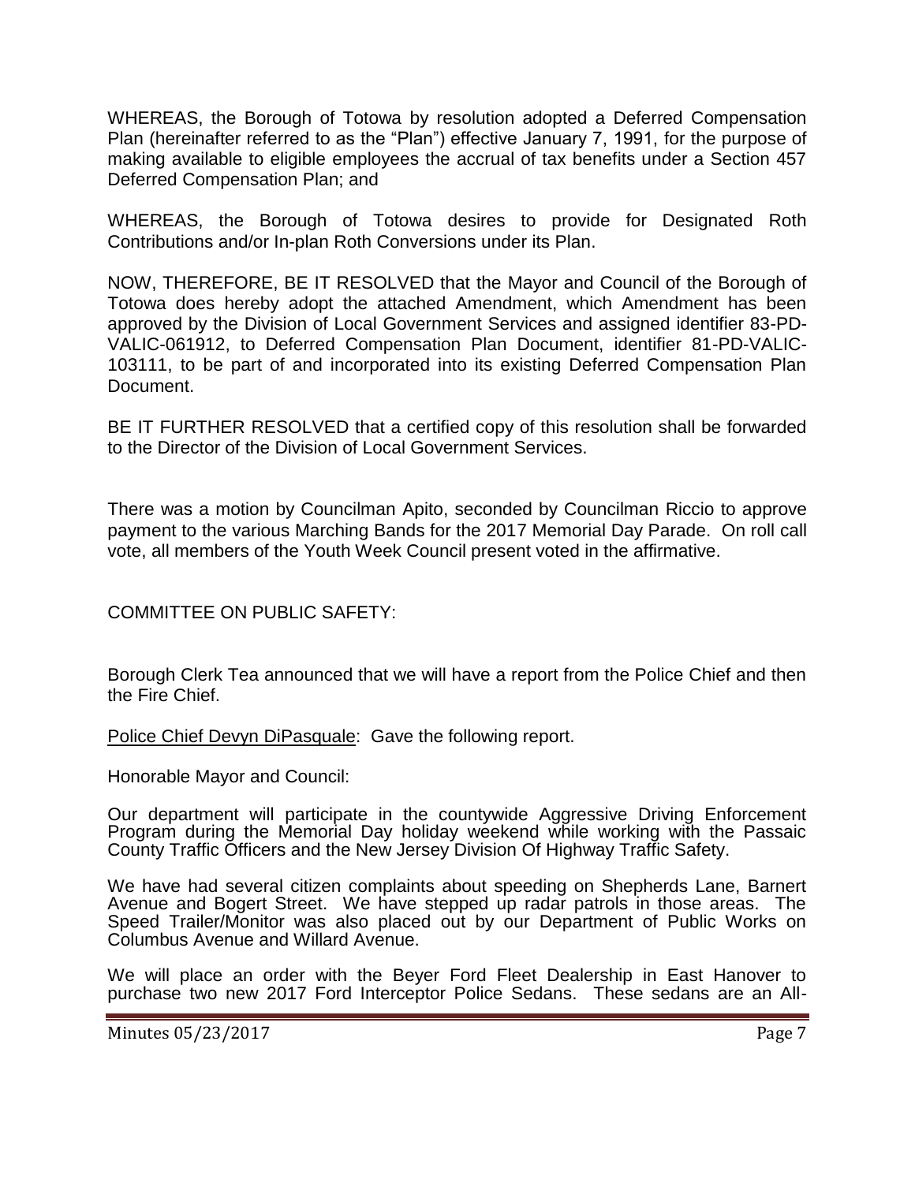WHEREAS, the Borough of Totowa by resolution adopted a Deferred Compensation Plan (hereinafter referred to as the "Plan") effective January 7, 1991, for the purpose of making available to eligible employees the accrual of tax benefits under a Section 457 Deferred Compensation Plan; and

WHEREAS, the Borough of Totowa desires to provide for Designated Roth Contributions and/or In-plan Roth Conversions under its Plan.

NOW, THEREFORE, BE IT RESOLVED that the Mayor and Council of the Borough of Totowa does hereby adopt the attached Amendment, which Amendment has been approved by the Division of Local Government Services and assigned identifier 83-PD-VALIC-061912, to Deferred Compensation Plan Document, identifier 81-PD-VALIC-103111, to be part of and incorporated into its existing Deferred Compensation Plan Document.

BE IT FURTHER RESOLVED that a certified copy of this resolution shall be forwarded to the Director of the Division of Local Government Services.

There was a motion by Councilman Apito, seconded by Councilman Riccio to approve payment to the various Marching Bands for the 2017 Memorial Day Parade. On roll call vote, all members of the Youth Week Council present voted in the affirmative.

COMMITTEE ON PUBLIC SAFETY:

Borough Clerk Tea announced that we will have a report from the Police Chief and then the Fire Chief.

Police Chief Devyn DiPasquale: Gave the following report.

Honorable Mayor and Council:

Our department will participate in the countywide Aggressive Driving Enforcement Program during the Memorial Day holiday weekend while working with the Passaic County Traffic Officers and the New Jersey Division Of Highway Traffic Safety.

We have had several citizen complaints about speeding on Shepherds Lane, Barnert Avenue and Bogert Street. We have stepped up radar patrols in those areas. The Speed Trailer/Monitor was also placed out by our Department of Public Works on Columbus Avenue and Willard Avenue.

We will place an order with the Beyer Ford Fleet Dealership in East Hanover to purchase two new 2017 Ford Interceptor Police Sedans. These sedans are an All-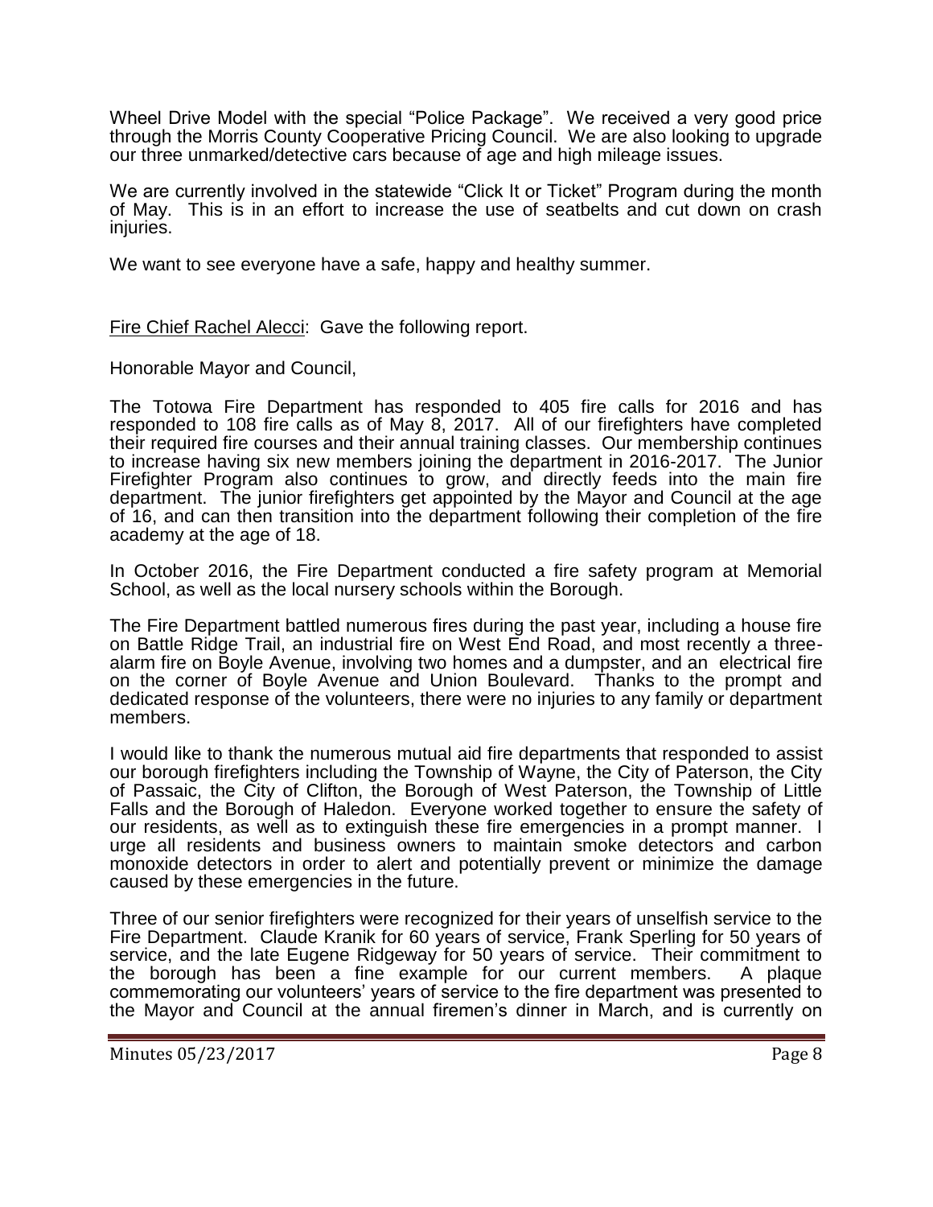Wheel Drive Model with the special "Police Package". We received a very good price through the Morris County Cooperative Pricing Council. We are also looking to upgrade our three unmarked/detective cars because of age and high mileage issues.

We are currently involved in the statewide "Click It or Ticket" Program during the month of May. This is in an effort to increase the use of seatbelts and cut down on crash injuries.

We want to see everyone have a safe, happy and healthy summer.

Fire Chief Rachel Alecci: Gave the following report.

Honorable Mayor and Council,

The Totowa Fire Department has responded to 405 fire calls for 2016 and has responded to 108 fire calls as of May 8, 2017. All of our firefighters have completed their required fire courses and their annual training classes. Our membership continues to increase having six new members joining the department in 2016-2017. The Junior Firefighter Program also continues to grow, and directly feeds into the main fire department. The junior firefighters get appointed by the Mayor and Council at the age of 16, and can then transition into the department following their completion of the fire academy at the age of 18.

In October 2016, the Fire Department conducted a fire safety program at Memorial School, as well as the local nursery schools within the Borough.

The Fire Department battled numerous fires during the past year, including a house fire on Battle Ridge Trail, an industrial fire on West End Road, and most recently a three-alarm fire on Boyle Avenue, involving two homes and a dumpster, and an electrical fire on the corner of Boyle Avenue and Union Boulevard. Thanks to the prompt and dedicated response of the volunteers, there were no injuries to any family or department members.

I would like to thank the numerous mutual aid fire departments that responded to assist our borough firefighters including the Township of Wayne, the City of Paterson, the City of Passaic, the City of Clifton, the Borough of West Paterson, the Township of Little Falls and the Borough of Haledon. Everyone worked together to ensure the safety of our residents, as well as to extinguish these fire emergencies in a prompt manner. I urge all residents and business owners to maintain smoke detectors and carbon monoxide detectors in order to alert and potentially prevent or minimize the damage caused by these emergencies in the future.

Three of our senior firefighters were recognized for their years of unselfish service to the Fire Department. Claude Kranik for 60 years of service, Frank Sperling for 50 years of service, and the late Eugene Ridgeway for 50 years of service. Their commitment to the borough has been a fine example for our current members. A plaque commemorating our volunteers' years of service to the fire department was presented to the Mayor and Council at the annual firemen's dinner in March, and is currently on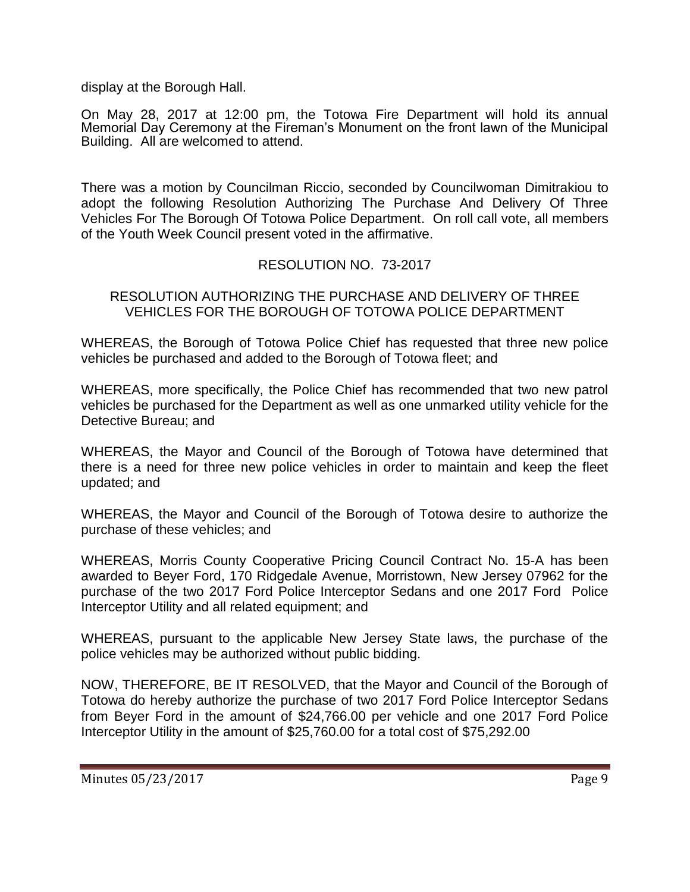display at the Borough Hall.

On May 28, 2017 at 12:00 pm, the Totowa Fire Department will hold its annual Memorial Day Ceremony at the Fireman's Monument on the front lawn of the Municipal Building. All are welcomed to attend.

There was a motion by Councilman Riccio, seconded by Councilwoman Dimitrakiou to adopt the following Resolution Authorizing The Purchase And Delivery Of Three Vehicles For The Borough Of Totowa Police Department. On roll call vote, all members of the Youth Week Council present voted in the affirmative.

RESOLUTION NO. 73-2017

RESOLUTION AUTHORIZING THE PURCHASE AND DELIVERY OF THREE VEHICLES FOR THE BOROUGH OF TOTOWA POLICE DEPARTMENT

WHEREAS, the Borough of Totowa Police Chief has requested that three new police vehicles be purchased and added to the Borough of Totowa fleet; and

WHEREAS, more specifically, the Police Chief has recommended that two new patrol vehicles be purchased for the Department as well as one unmarked utility vehicle for the Detective Bureau; and

WHEREAS, the Mayor and Council of the Borough of Totowa have determined that there is a need for three new police vehicles in order to maintain and keep the fleet updated; and

WHEREAS, the Mayor and Council of the Borough of Totowa desire to authorize the purchase of these vehicles; and

WHEREAS, Morris County Cooperative Pricing Council Contract No. 15-A has been awarded to Beyer Ford, 170 Ridgedale Avenue, Morristown, New Jersey 07962 for the purchase of the two 2017 Ford Police Interceptor Sedans and one 2017 Ford Police Interceptor Utility and all related equipment; and

WHEREAS, pursuant to the applicable New Jersey State laws, the purchase of the police vehicles may be authorized without public bidding.

NOW, THEREFORE, BE IT RESOLVED, that the Mayor and Council of the Borough of Totowa do hereby authorize the purchase of two 2017 Ford Police Interceptor Sedans from Beyer Ford in the amount of $24,766.00 per vehicle and one 2017 Ford Police Interceptor Utility in the amount of $25,760.00 for a total cost of $75,292.00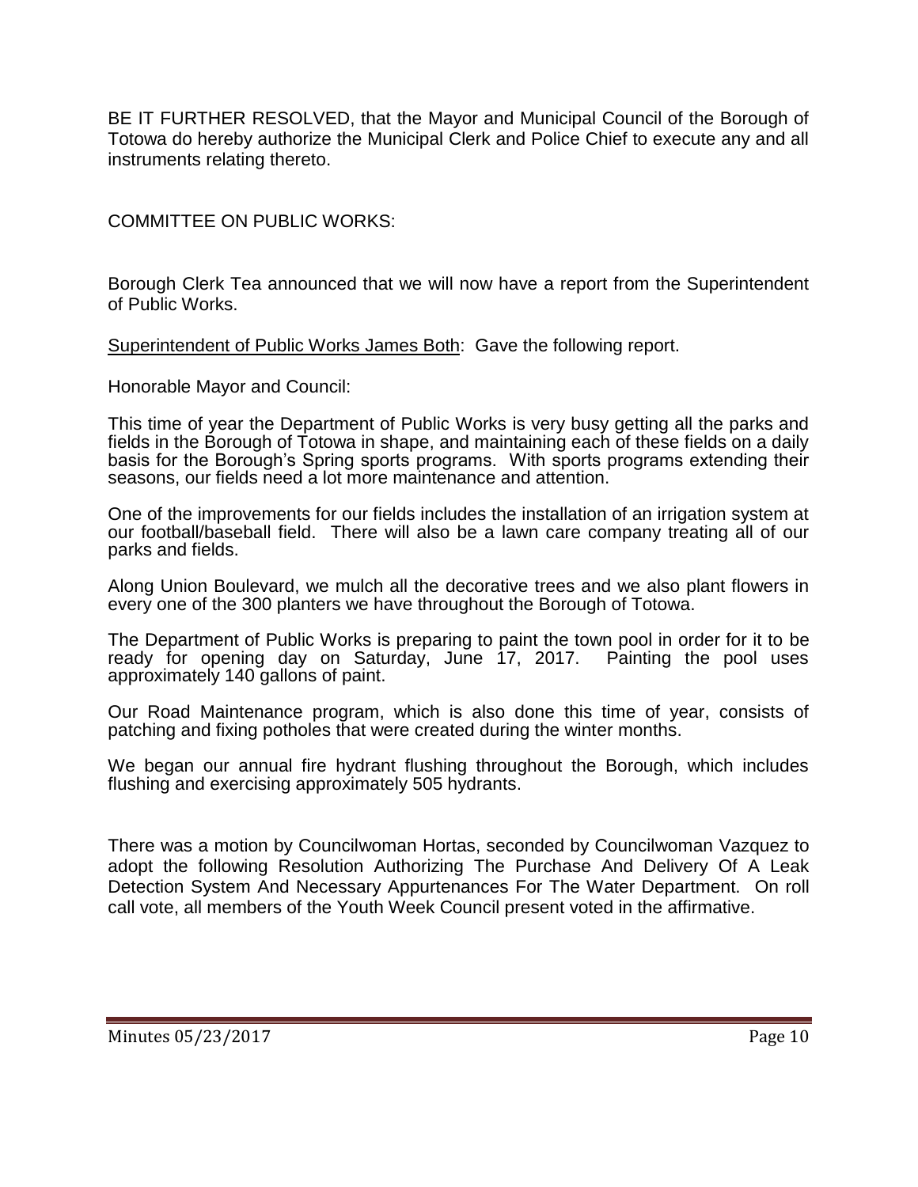BE IT FURTHER RESOLVED, that the Mayor and Municipal Council of the Borough of Totowa do hereby authorize the Municipal Clerk and Police Chief to execute any and all instruments relating thereto.

COMMITTEE ON PUBLIC WORKS:

Borough Clerk Tea announced that we will now have a report from the Superintendent of Public Works.

<u>Superintendent of Public Works James Both</u>: Gave the following report.

Honorable Mayor and Council:

This time of year the Department of Public Works is very busy getting all the parks and fields in the Borough of Totowa in shape, and maintaining each of these fields on a daily basis for the Borough's Spring sports programs. With sports programs extending their seasons, our fields need a lot more maintenance and attention.

One of the improvements for our fields includes the installation of an irrigation system at our football/baseball field. There will also be a lawn care company treating all of our parks and fields.

Along Union Boulevard, we mulch all the decorative trees and we also plant flowers in every one of the 300 planters we have throughout the Borough of Totowa.

The Department of Public Works is preparing to paint the town pool in order for it to be ready for opening day on Saturday, June 17, 2017. Painting the pool uses approximately 140 gallons of paint.

Our Road Maintenance program, which is also done this time of year, consists of patching and fixing potholes that were created during the winter months.

We began our annual fire hydrant flushing throughout the Borough, which includes flushing and exercising approximately 505 hydrants.

There was a motion by Councilwoman Hortas, seconded by Councilwoman Vazquez to adopt the following Resolution Authorizing The Purchase And Delivery Of A Leak Detection System And Necessary Appurtenances For The Water Department. On roll call vote, all members of the Youth Week Council present voted in the affirmative.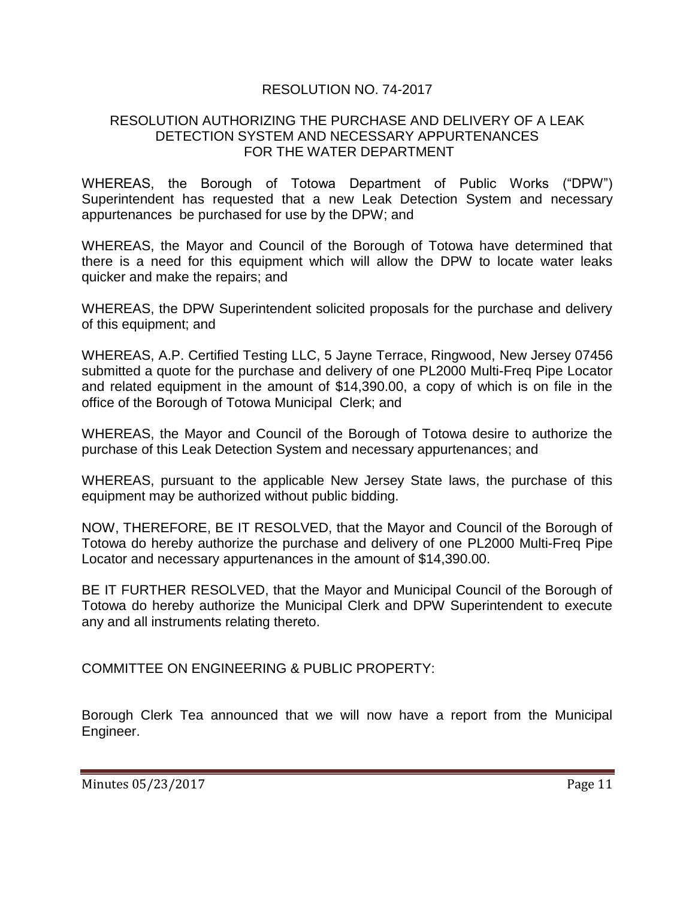RESOLUTION NO. 74-2017

RESOLUTION AUTHORIZING THE PURCHASE AND DELIVERY OF A LEAK DETECTION SYSTEM AND NECESSARY APPURTENANCES FOR THE WATER DEPARTMENT

WHEREAS, the Borough of Totowa Department of Public Works ("DPW") Superintendent has requested that a new Leak Detection System and necessary appurtenances be purchased for use by the DPW; and

WHEREAS, the Mayor and Council of the Borough of Totowa have determined that there is a need for this equipment which will allow the DPW to locate water leaks quicker and make the repairs; and

WHEREAS, the DPW Superintendent solicited proposals for the purchase and delivery of this equipment; and

WHEREAS, A.P. Certified Testing LLC, 5 Jayne Terrace, Ringwood, New Jersey 07456 submitted a quote for the purchase and delivery of one PL2000 Multi-Freq Pipe Locator and related equipment in the amount of $14,390.00, a copy of which is on file in the office of the Borough of Totowa Municipal Clerk; and

WHEREAS, the Mayor and Council of the Borough of Totowa desire to authorize the purchase of this Leak Detection System and necessary appurtenances; and

WHEREAS, pursuant to the applicable New Jersey State laws, the purchase of this equipment may be authorized without public bidding.

NOW, THEREFORE, BE IT RESOLVED, that the Mayor and Council of the Borough of Totowa do hereby authorize the purchase and delivery of one PL2000 Multi-Freq Pipe Locator and necessary appurtenances in the amount of $14,390.00.

BE IT FURTHER RESOLVED, that the Mayor and Municipal Council of the Borough of Totowa do hereby authorize the Municipal Clerk and DPW Superintendent to execute any and all instruments relating thereto.

COMMITTEE ON ENGINEERING & PUBLIC PROPERTY:

Borough Clerk Tea announced that we will now have a report from the Municipal Engineer.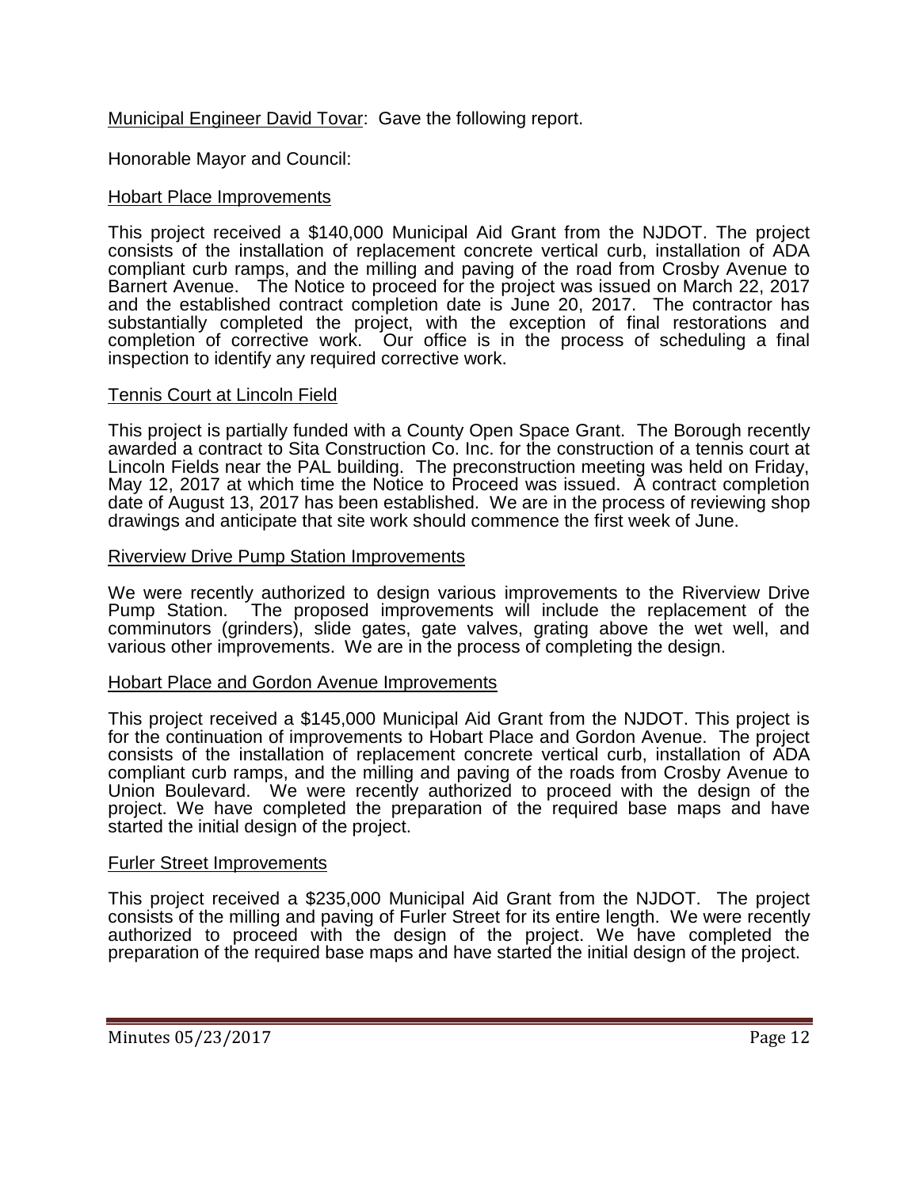Municipal Engineer David Tovar: Gave the following report.

Honorable Mayor and Council:

Hobart Place Improvements

This project received a $140,000 Municipal Aid Grant from the NJDOT. The project consists of the installation of replacement concrete vertical curb, installation of ADA compliant curb ramps, and the milling and paving of the road from Crosby Avenue to Barnert Avenue. The Notice to proceed for the project was issued on March 22, 2017 and the established contract completion date is June 20, 2017. The contractor has substantially completed the project, with the exception of final restorations and completion of corrective work. Our office is in the process of scheduling a final inspection to identify any required corrective work.

Tennis Court at Lincoln Field

This project is partially funded with a County Open Space Grant. The Borough recently awarded a contract to Sita Construction Co. Inc. for the construction of a tennis court at Lincoln Fields near the PAL building. The preconstruction meeting was held on Friday, May 12, 2017 at which time the Notice to Proceed was issued. A contract completion date of August 13, 2017 has been established. We are in the process of reviewing shop drawings and anticipate that site work should commence the first week of June.

Riverview Drive Pump Station Improvements

We were recently authorized to design various improvements to the Riverview Drive Pump Station. The proposed improvements will include the replacement of the comminutors (grinders), slide gates, gate valves, grating above the wet well, and various other improvements. We are in the process of completing the design.

Hobart Place and Gordon Avenue Improvements

This project received a $145,000 Municipal Aid Grant from the NJDOT. This project is for the continuation of improvements to Hobart Place and Gordon Avenue. The project consists of the installation of replacement concrete vertical curb, installation of ADA compliant curb ramps, and the milling and paving of the roads from Crosby Avenue to Union Boulevard. We were recently authorized to proceed with the design of the project. We have completed the preparation of the required base maps and have started the initial design of the project.

Furler Street Improvements

This project received a $235,000 Municipal Aid Grant from the NJDOT. The project consists of the milling and paving of Furler Street for its entire length. We were recently authorized to proceed with the design of the project. We have completed the preparation of the required base maps and have started the initial design of the project.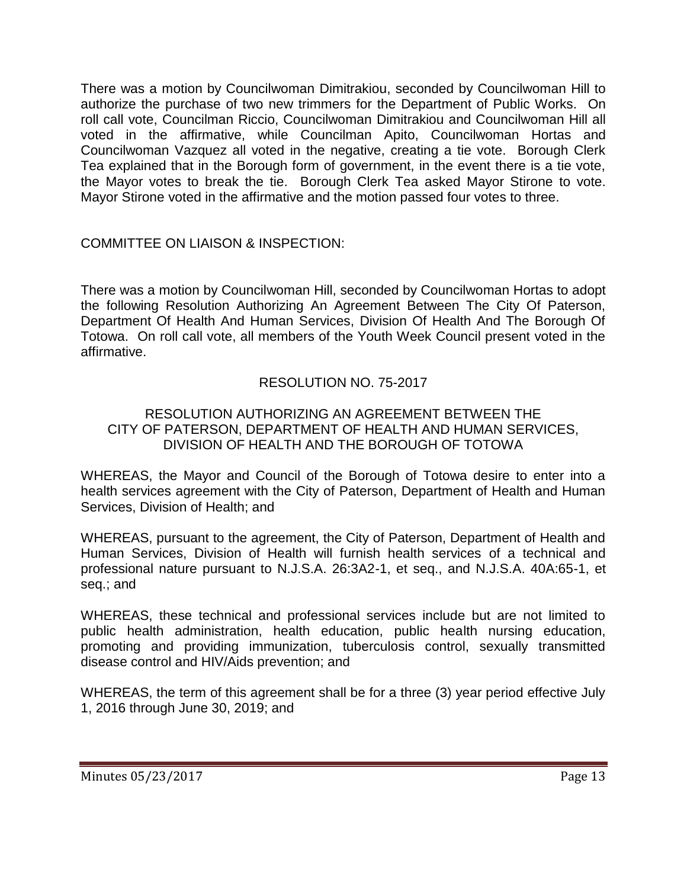There was a motion by Councilwoman Dimitrakiou, seconded by Councilwoman Hill to authorize the purchase of two new trimmers for the Department of Public Works. On roll call vote, Councilman Riccio, Councilwoman Dimitrakiou and Councilwoman Hill all voted in the affirmative, while Councilman Apito, Councilwoman Hortas and Councilwoman Vazquez all voted in the negative, creating a tie vote. Borough Clerk Tea explained that in the Borough form of government, in the event there is a tie vote, the Mayor votes to break the tie. Borough Clerk Tea asked Mayor Stirone to vote. Mayor Stirone voted in the affirmative and the motion passed four votes to three.

COMMITTEE ON LIAISON & INSPECTION:

There was a motion by Councilwoman Hill, seconded by Councilwoman Hortas to adopt the following Resolution Authorizing An Agreement Between The City Of Paterson, Department Of Health And Human Services, Division Of Health And The Borough Of Totowa. On roll call vote, all members of the Youth Week Council present voted in the affirmative.

RESOLUTION NO. 75-2017

RESOLUTION AUTHORIZING AN AGREEMENT BETWEEN THE CITY OF PATERSON, DEPARTMENT OF HEALTH AND HUMAN SERVICES, DIVISION OF HEALTH AND THE BOROUGH OF TOTOWA

WHEREAS, the Mayor and Council of the Borough of Totowa desire to enter into a health services agreement with the City of Paterson, Department of Health and Human Services, Division of Health; and

WHEREAS, pursuant to the agreement, the City of Paterson, Department of Health and Human Services, Division of Health will furnish health services of a technical and professional nature pursuant to N.J.S.A. 26:3A2-1, et seq., and N.J.S.A. 40A:65-1, et seq.; and

WHEREAS, these technical and professional services include but are not limited to public health administration, health education, public health nursing education, promoting and providing immunization, tuberculosis control, sexually transmitted disease control and HIV/Aids prevention; and

WHEREAS, the term of this agreement shall be for a three (3) year period effective July 1, 2016 through June 30, 2019; and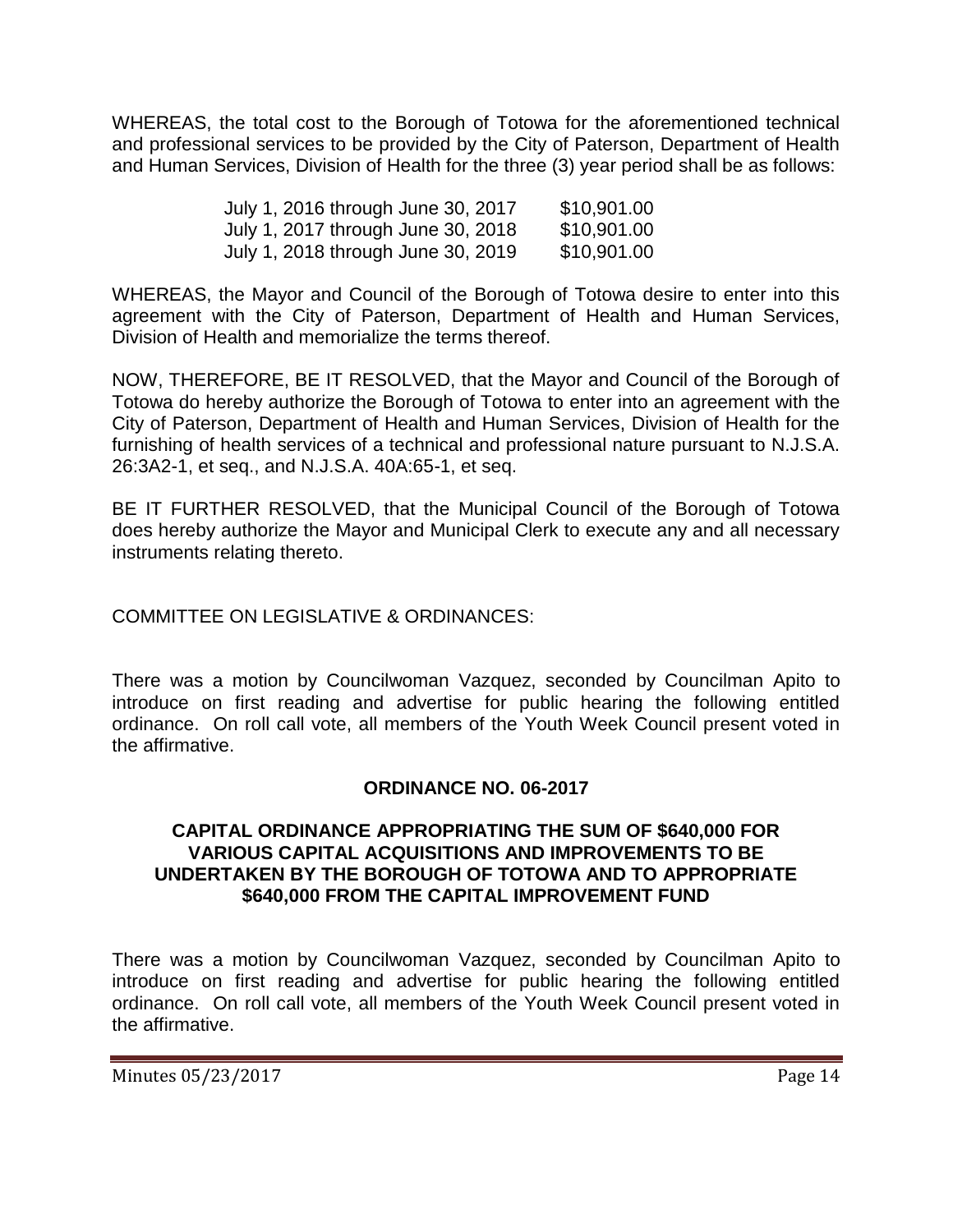WHEREAS, the total cost to the Borough of Totowa for the aforementioned technical and professional services to be provided by the City of Paterson, Department of Health and Human Services, Division of Health for the three (3) year period shall be as follows:

| | |
|---|---|
| July 1, 2016 through June 30, 2017 | $10,901.00 |
| July 1, 2017 through June 30, 2018 | $10,901.00 |
| July 1, 2018 through June 30, 2019 | $10,901.00 |

WHEREAS, the Mayor and Council of the Borough of Totowa desire to enter into this agreement with the City of Paterson, Department of Health and Human Services, Division of Health and memorialize the terms thereof.

NOW, THEREFORE, BE IT RESOLVED, that the Mayor and Council of the Borough of Totowa do hereby authorize the Borough of Totowa to enter into an agreement with the City of Paterson, Department of Health and Human Services, Division of Health for the furnishing of health services of a technical and professional nature pursuant to N.J.S.A. 26:3A2-1, et seq., and N.J.S.A. 40A:65-1, et seq.

BE IT FURTHER RESOLVED, that the Municipal Council of the Borough of Totowa does hereby authorize the Mayor and Municipal Clerk to execute any and all necessary instruments relating thereto.

COMMITTEE ON LEGISLATIVE & ORDINANCES:

There was a motion by Councilwoman Vazquez, seconded by Councilman Apito to introduce on first reading and advertise for public hearing the following entitled ordinance. On roll call vote, all members of the Youth Week Council present voted in the affirmative.

**ORDINANCE NO. 06-2017**

**CAPITAL ORDINANCE APPROPRIATING THE SUM OF $640,000 FOR VARIOUS CAPITAL ACQUISITIONS AND IMPROVEMENTS TO BE UNDERTAKEN BY THE BOROUGH OF TOTOWA AND TO APPROPRIATE $640,000 FROM THE CAPITAL IMPROVEMENT FUND**

There was a motion by Councilwoman Vazquez, seconded by Councilman Apito to introduce on first reading and advertise for public hearing the following entitled ordinance. On roll call vote, all members of the Youth Week Council present voted in the affirmative.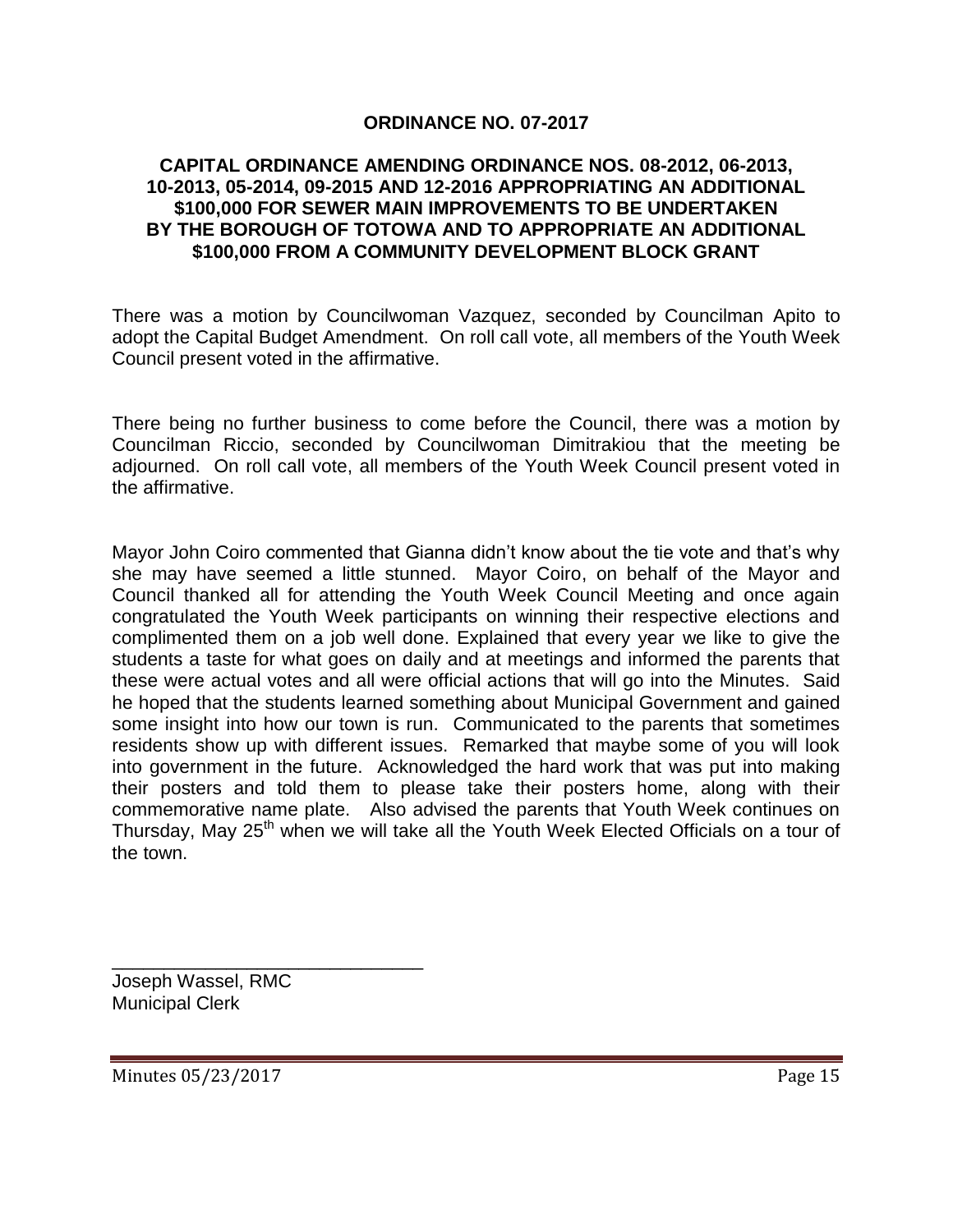**ORDINANCE NO. 07-2017**

**CAPITAL ORDINANCE AMENDING ORDINANCE NOS. 08-2012, 06-2013, 10-2013, 05-2014, 09-2015 AND 12-2016 APPROPRIATING AN ADDITIONAL \$100,000 FOR SEWER MAIN IMPROVEMENTS TO BE UNDERTAKEN BY THE BOROUGH OF TOTOWA AND TO APPROPRIATE AN ADDITIONAL \$100,000 FROM A COMMUNITY DEVELOPMENT BLOCK GRANT**

There was a motion by Councilwoman Vazquez, seconded by Councilman Apito to adopt the Capital Budget Amendment. On roll call vote, all members of the Youth Week Council present voted in the affirmative.

There being no further business to come before the Council, there was a motion by Councilman Riccio, seconded by Councilwoman Dimitrakiou that the meeting be adjourned. On roll call vote, all members of the Youth Week Council present voted in the affirmative.

Mayor John Coiro commented that Gianna didn't know about the tie vote and that's why she may have seemed a little stunned. Mayor Coiro, on behalf of the Mayor and Council thanked all for attending the Youth Week Council Meeting and once again congratulated the Youth Week participants on winning their respective elections and complimented them on a job well done. Explained that every year we like to give the students a taste for what goes on daily and at meetings and informed the parents that these were actual votes and all were official actions that will go into the Minutes. Said he hoped that the students learned something about Municipal Government and gained some insight into how our town is run. Communicated to the parents that sometimes residents show up with different issues. Remarked that maybe some of you will look into government in the future. Acknowledged the hard work that was put into making their posters and told them to please take their posters home, along with their commemorative name plate. Also advised the parents that Youth Week continues on Thursday, May 25th when we will take all the Youth Week Elected Officials on a tour of the town.

\_\_\_\_\_\_\_\_\_\_\_\_\_\_\_\_\_\_\_\_\_\_\_\_\_\_\_\_\_\_\_\_

Joseph Wassel, RMC
Municipal Clerk